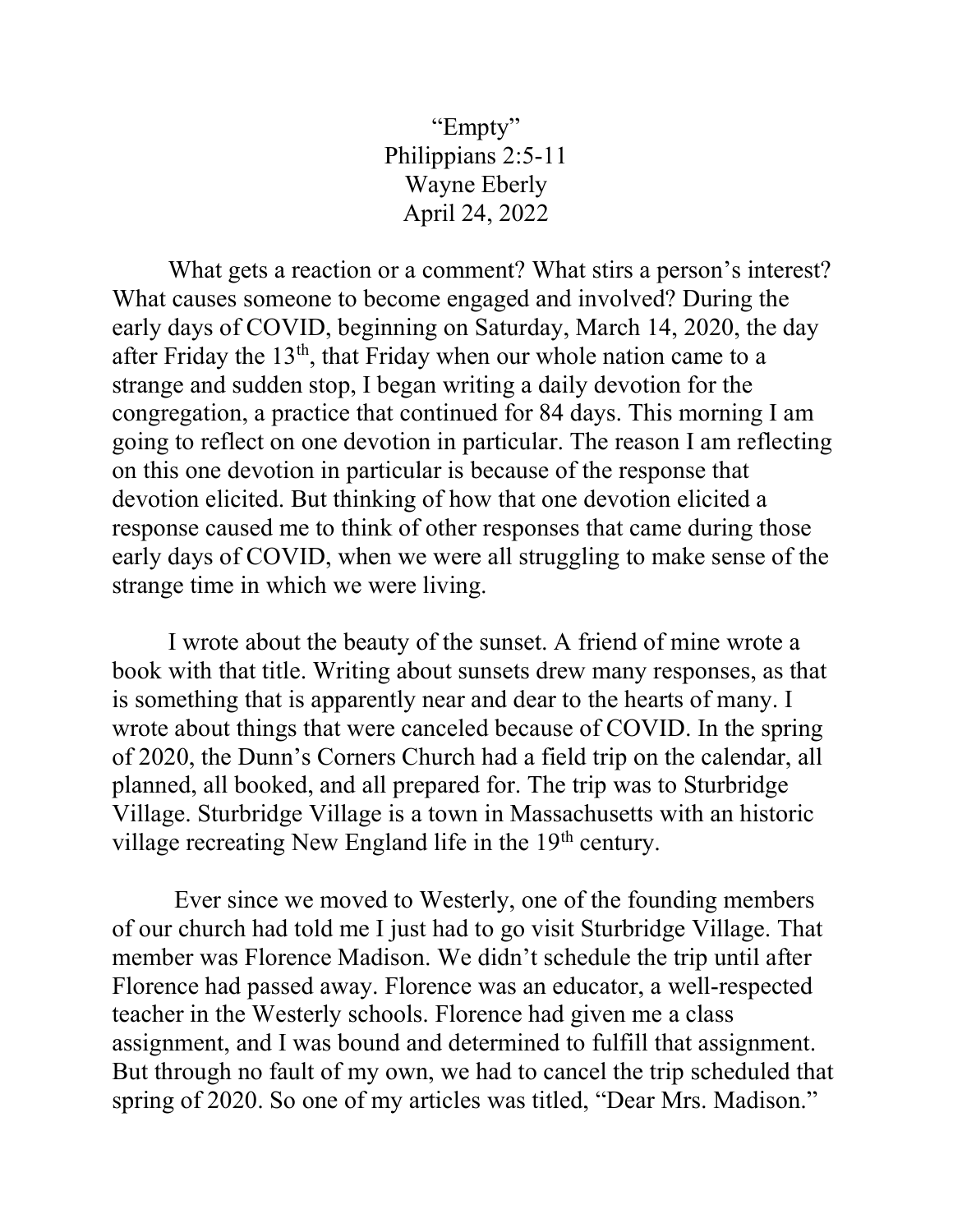“Empty”
Philippians 2:5-11
Wayne Eberly
April 24, 2022

What gets a reaction or a comment? What stirs a person’s interest? What causes someone to become engaged and involved? During the early days of COVID, beginning on Saturday, March 14, 2020, the day after Friday the 13th, that Friday when our whole nation came to a strange and sudden stop, I began writing a daily devotion for the congregation, a practice that continued for 84 days. This morning I am going to reflect on one devotion in particular. The reason I am reflecting on this one devotion in particular is because of the response that devotion elicited. But thinking of how that one devotion elicited a response caused me to think of other responses that came during those early days of COVID, when we were all struggling to make sense of the strange time in which we were living.

I wrote about the beauty of the sunset. A friend of mine wrote a book with that title. Writing about sunsets drew many responses, as that is something that is apparently near and dear to the hearts of many. I wrote about things that were canceled because of COVID. In the spring of 2020, the Dunn’s Corners Church had a field trip on the calendar, all planned, all booked, and all prepared for. The trip was to Sturbridge Village. Sturbridge Village is a town in Massachusetts with an historic village recreating New England life in the 19th century.

Ever since we moved to Westerly, one of the founding members of our church had told me I just had to go visit Sturbridge Village. That member was Florence Madison. We didn’t schedule the trip until after Florence had passed away. Florence was an educator, a well-respected teacher in the Westerly schools. Florence had given me a class assignment, and I was bound and determined to fulfill that assignment. But through no fault of my own, we had to cancel the trip scheduled that spring of 2020. So one of my articles was titled, “Dear Mrs. Madison.”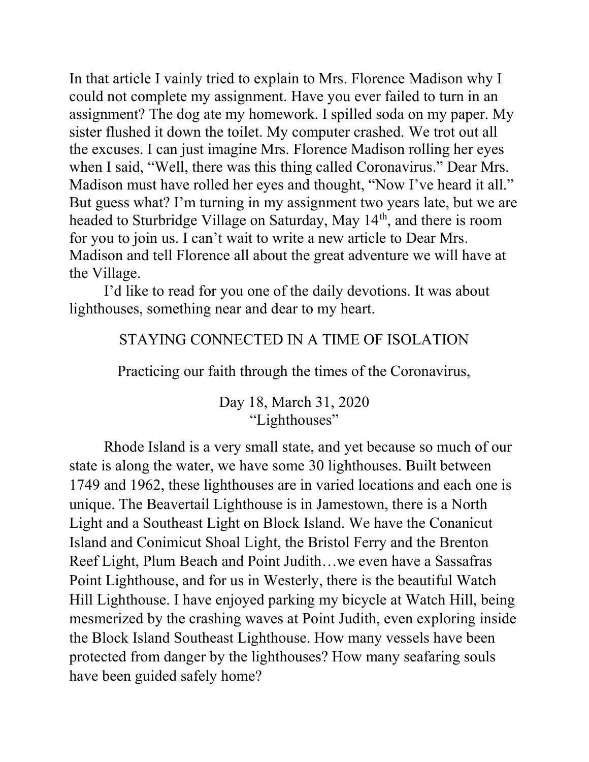In that article I vainly tried to explain to Mrs. Florence Madison why I could not complete my assignment. Have you ever failed to turn in an assignment? The dog ate my homework. I spilled soda on my paper. My sister flushed it down the toilet. My computer crashed. We trot out all the excuses. I can just imagine Mrs. Florence Madison rolling her eyes when I said, "Well, there was this thing called Coronavirus." Dear Mrs. Madison must have rolled her eyes and thought, "Now I've heard it all." But guess what? I'm turning in my assignment two years late, but we are headed to Sturbridge Village on Saturday, May 14th, and there is room for you to join us. I can't wait to write a new article to Dear Mrs. Madison and tell Florence all about the great adventure we will have at the Village.

I'd like to read for you one of the daily devotions. It was about lighthouses, something near and dear to my heart.

STAYING CONNECTED IN A TIME OF ISOLATION

Practicing our faith through the times of the Coronavirus,

Day 18, March 31, 2020
"Lighthouses"

Rhode Island is a very small state, and yet because so much of our state is along the water, we have some 30 lighthouses. Built between 1749 and 1962, these lighthouses are in varied locations and each one is unique. The Beavertail Lighthouse is in Jamestown, there is a North Light and a Southeast Light on Block Island. We have the Conanicut Island and Conimicut Shoal Light, the Bristol Ferry and the Brenton Reef Light, Plum Beach and Point Judith…we even have a Sassafras Point Lighthouse, and for us in Westerly, there is the beautiful Watch Hill Lighthouse. I have enjoyed parking my bicycle at Watch Hill, being mesmerized by the crashing waves at Point Judith, even exploring inside the Block Island Southeast Lighthouse. How many vessels have been protected from danger by the lighthouses? How many seafaring souls have been guided safely home?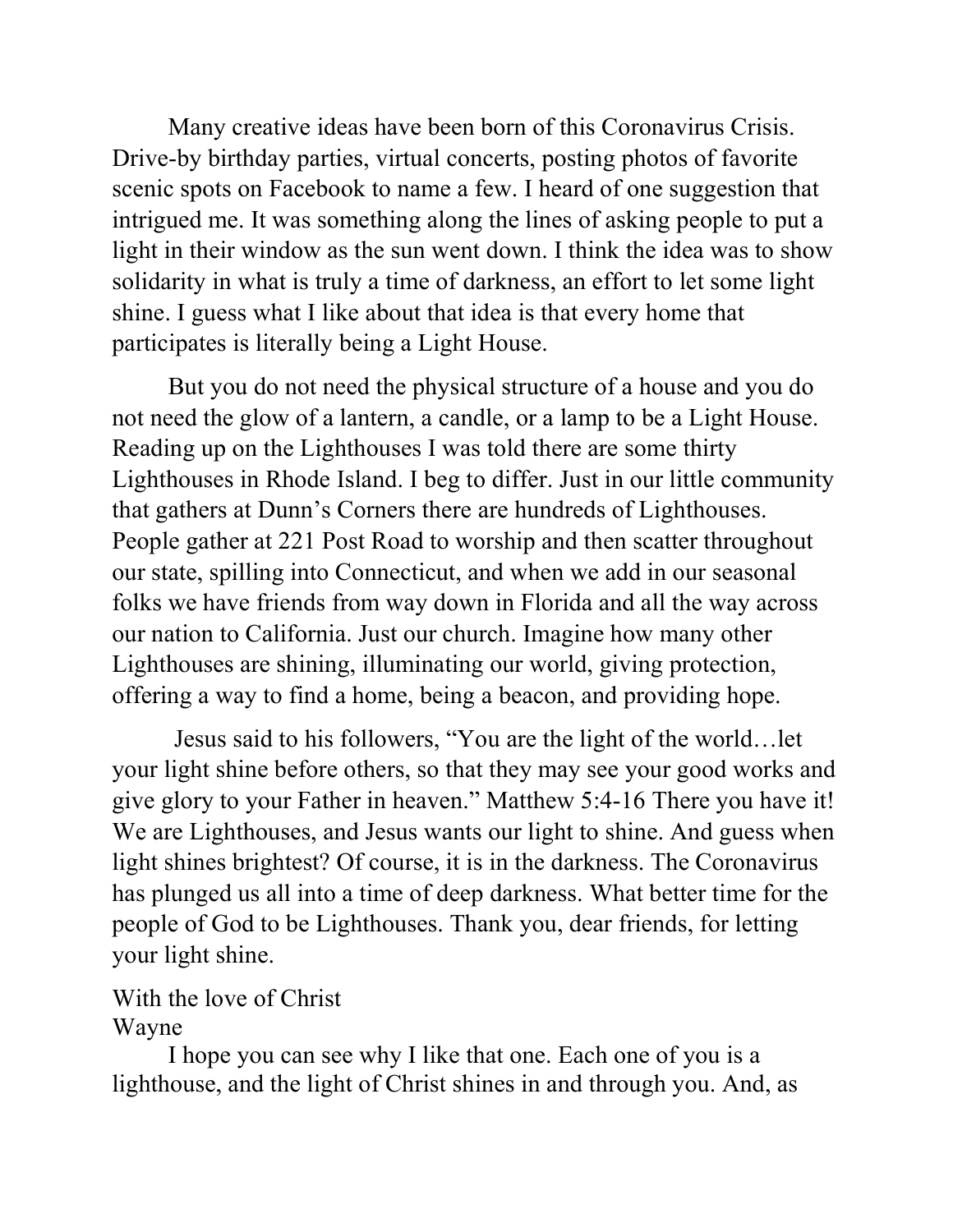Many creative ideas have been born of this Coronavirus Crisis. Drive-by birthday parties, virtual concerts, posting photos of favorite scenic spots on Facebook to name a few. I heard of one suggestion that intrigued me. It was something along the lines of asking people to put a light in their window as the sun went down. I think the idea was to show solidarity in what is truly a time of darkness, an effort to let some light shine. I guess what I like about that idea is that every home that participates is literally being a Light House.

But you do not need the physical structure of a house and you do not need the glow of a lantern, a candle, or a lamp to be a Light House. Reading up on the Lighthouses I was told there are some thirty Lighthouses in Rhode Island. I beg to differ. Just in our little community that gathers at Dunn's Corners there are hundreds of Lighthouses. People gather at 221 Post Road to worship and then scatter throughout our state, spilling into Connecticut, and when we add in our seasonal folks we have friends from way down in Florida and all the way across our nation to California. Just our church. Imagine how many other Lighthouses are shining, illuminating our world, giving protection, offering a way to find a home, being a beacon, and providing hope.

Jesus said to his followers, "You are the light of the world…let your light shine before others, so that they may see your good works and give glory to your Father in heaven." Matthew 5:4-16 There you have it! We are Lighthouses, and Jesus wants our light to shine. And guess when light shines brightest? Of course, it is in the darkness. The Coronavirus has plunged us all into a time of deep darkness. What better time for the people of God to be Lighthouses. Thank you, dear friends, for letting your light shine.

With the love of Christ
Wayne

I hope you can see why I like that one. Each one of you is a lighthouse, and the light of Christ shines in and through you. And, as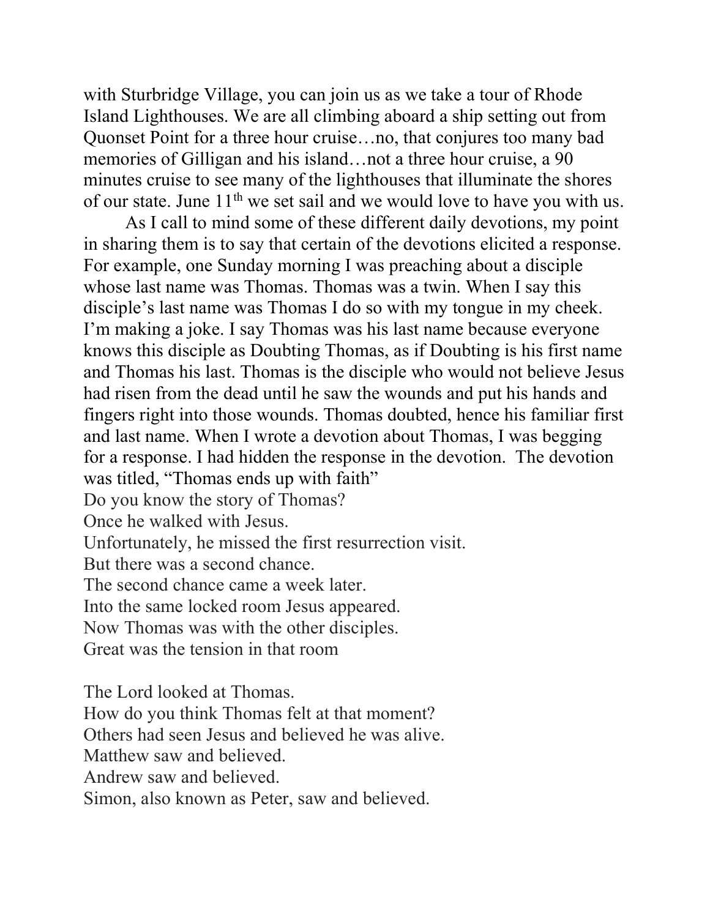with Sturbridge Village, you can join us as we take a tour of Rhode Island Lighthouses. We are all climbing aboard a ship setting out from Quonset Point for a three hour cruise…no, that conjures too many bad memories of Gilligan and his island…not a three hour cruise, a 90 minutes cruise to see many of the lighthouses that illuminate the shores of our state. June 11th we set sail and we would love to have you with us.

As I call to mind some of these different daily devotions, my point in sharing them is to say that certain of the devotions elicited a response. For example, one Sunday morning I was preaching about a disciple whose last name was Thomas. Thomas was a twin. When I say this disciple's last name was Thomas I do so with my tongue in my cheek. I'm making a joke. I say Thomas was his last name because everyone knows this disciple as Doubting Thomas, as if Doubting is his first name and Thomas his last. Thomas is the disciple who would not believe Jesus had risen from the dead until he saw the wounds and put his hands and fingers right into those wounds. Thomas doubted, hence his familiar first and last name. When I wrote a devotion about Thomas, I was begging for a response. I had hidden the response in the devotion. The devotion was titled, "Thomas ends up with faith"

Do you know the story of Thomas?  
Once he walked with Jesus.  
Unfortunately, he missed the first resurrection visit.  
But there was a second chance.  
The second chance came a week later.  
Into the same locked room Jesus appeared.  
Now Thomas was with the other disciples.  
Great was the tension in that room

The Lord looked at Thomas.  
How do you think Thomas felt at that moment?  
Others had seen Jesus and believed he was alive.  
Matthew saw and believed.  
Andrew saw and believed.  
Simon, also known as Peter, saw and believed.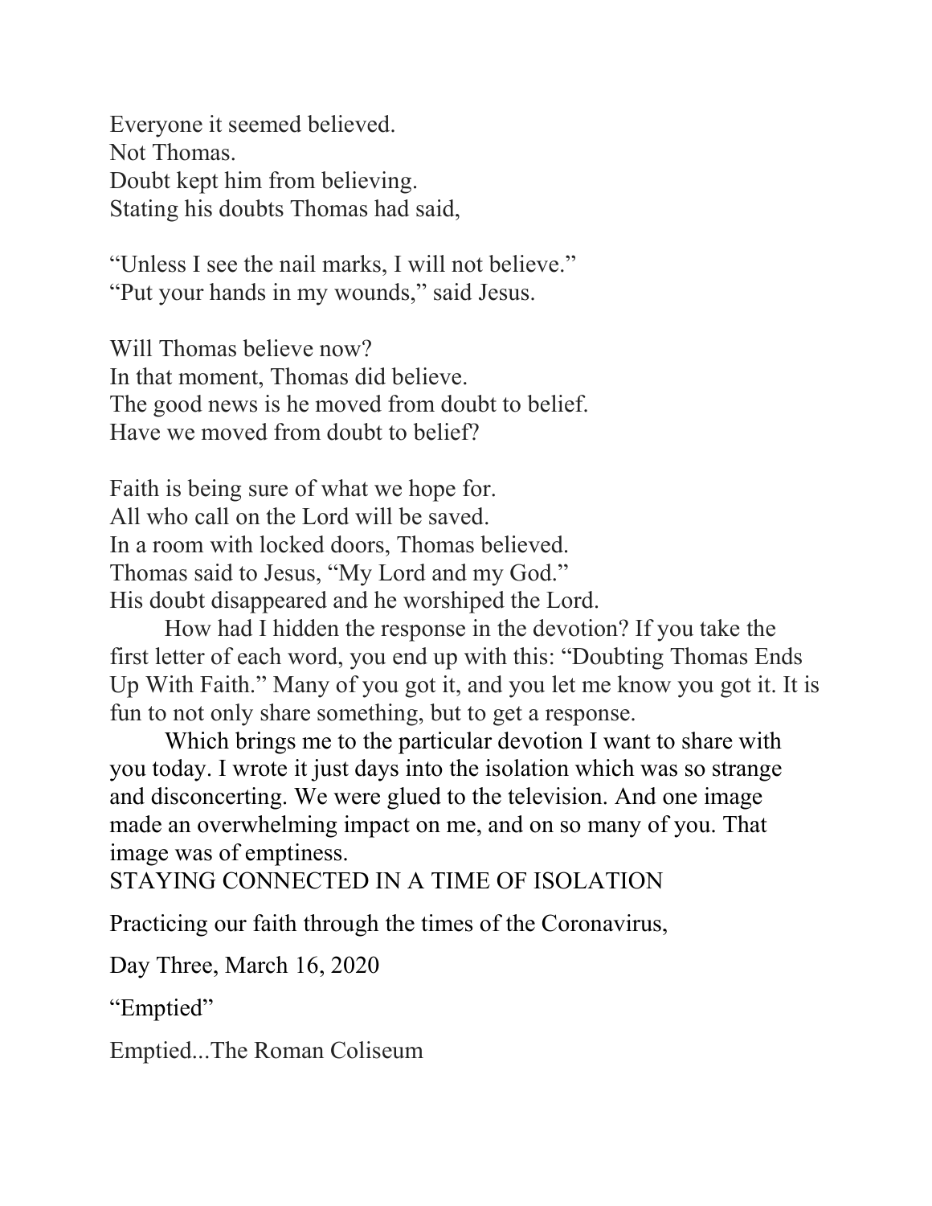Everyone it seemed believed.
Not Thomas.
Doubt kept him from believing.
Stating his doubts Thomas had said,

"Unless I see the nail marks, I will not believe."
"Put your hands in my wounds," said Jesus.

Will Thomas believe now?
In that moment, Thomas did believe.
The good news is he moved from doubt to belief.
Have we moved from doubt to belief?

Faith is being sure of what we hope for.
All who call on the Lord will be saved.
In a room with locked doors, Thomas believed.
Thomas said to Jesus, "My Lord and my God."
His doubt disappeared and he worshiped the Lord.

How had I hidden the response in the devotion? If you take the first letter of each word, you end up with this: "Doubting Thomas Ends Up With Faith." Many of you got it, and you let me know you got it. It is fun to not only share something, but to get a response.

Which brings me to the particular devotion I want to share with you today. I wrote it just days into the isolation which was so strange and disconcerting. We were glued to the television. And one image made an overwhelming impact on me, and on so many of you. That image was of emptiness.

STAYING CONNECTED IN A TIME OF ISOLATION

Practicing our faith through the times of the Coronavirus,

Day Three, March 16, 2020

"Emptied"

Emptied...The Roman Coliseum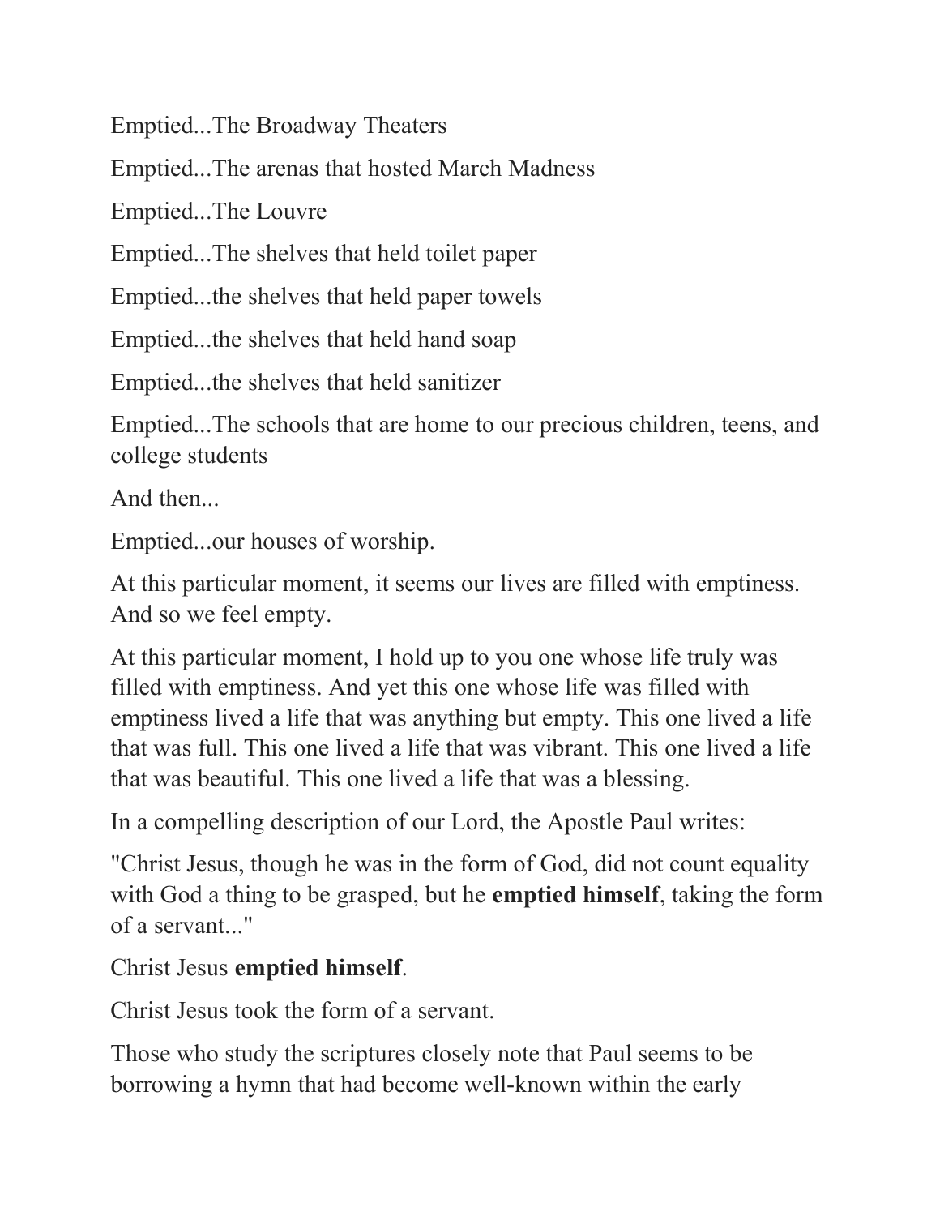Emptied...The Broadway Theaters

Emptied...The arenas that hosted March Madness

Emptied...The Louvre

Emptied...The shelves that held toilet paper

Emptied...the shelves that held paper towels

Emptied...the shelves that held hand soap

Emptied...the shelves that held sanitizer

Emptied...The schools that are home to our precious children, teens, and college students

And then...

Emptied...our houses of worship.

At this particular moment, it seems our lives are filled with emptiness. And so we feel empty.

At this particular moment, I hold up to you one whose life truly was filled with emptiness. And yet this one whose life was filled with emptiness lived a life that was anything but empty. This one lived a life that was full. This one lived a life that was vibrant. This one lived a life that was beautiful. This one lived a life that was a blessing.

In a compelling description of our Lord, the Apostle Paul writes:

"Christ Jesus, though he was in the form of God, did not count equality with God a thing to be grasped, but he **emptied himself**, taking the form of a servant..."

Christ Jesus **emptied himself**.

Christ Jesus took the form of a servant.

Those who study the scriptures closely note that Paul seems to be borrowing a hymn that had become well-known within the early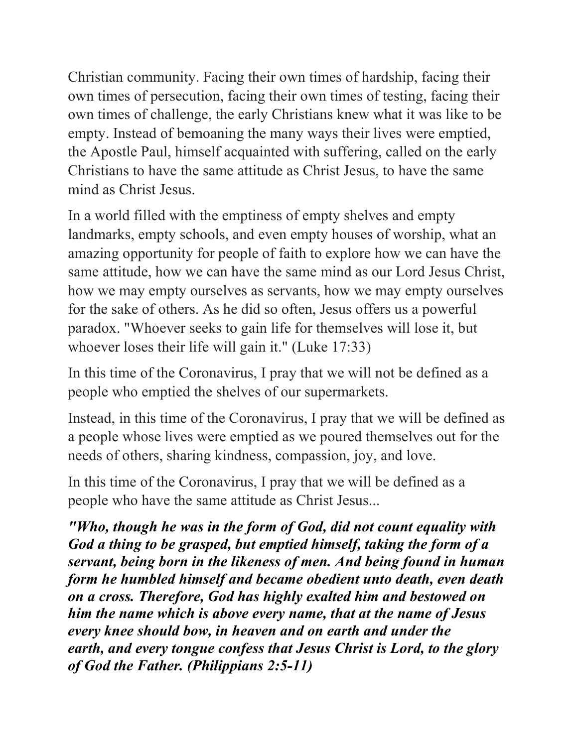Christian community. Facing their own times of hardship, facing their own times of persecution, facing their own times of testing, facing their own times of challenge, the early Christians knew what it was like to be empty. Instead of bemoaning the many ways their lives were emptied, the Apostle Paul, himself acquainted with suffering, called on the early Christians to have the same attitude as Christ Jesus, to have the same mind as Christ Jesus.

In a world filled with the emptiness of empty shelves and empty landmarks, empty schools, and even empty houses of worship, what an amazing opportunity for people of faith to explore how we can have the same attitude, how we can have the same mind as our Lord Jesus Christ, how we may empty ourselves as servants, how we may empty ourselves for the sake of others. As he did so often, Jesus offers us a powerful paradox. "Whoever seeks to gain life for themselves will lose it, but whoever loses their life will gain it." (Luke 17:33)

In this time of the Coronavirus, I pray that we will not be defined as a people who emptied the shelves of our supermarkets.

Instead, in this time of the Coronavirus, I pray that we will be defined as a people whose lives were emptied as we poured themselves out for the needs of others, sharing kindness, compassion, joy, and love.

In this time of the Coronavirus, I pray that we will be defined as a people who have the same attitude as Christ Jesus...

***"Who, though he was in the form of God, did not count equality with God a thing to be grasped, but emptied himself, taking the form of a servant, being born in the likeness of men. And being found in human form he humbled himself and became obedient unto death, even death on a cross. Therefore, God has highly exalted him and bestowed on him the name which is above every name, that at the name of Jesus every knee should bow, in heaven and on earth and under the earth, and every tongue confess that Jesus Christ is Lord, to the glory of God the Father. (Philippians 2:5-11)***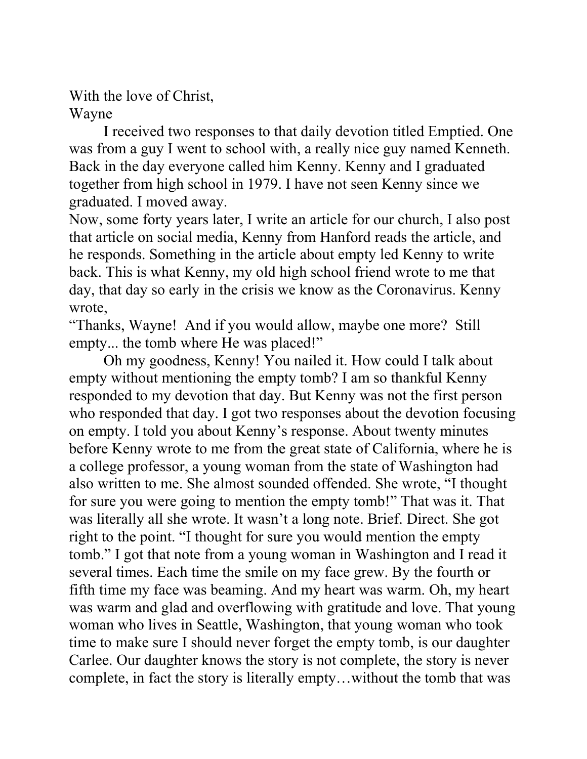With the love of Christ,
Wayne

I received two responses to that daily devotion titled Emptied. One was from a guy I went to school with, a really nice guy named Kenneth. Back in the day everyone called him Kenny. Kenny and I graduated together from high school in 1979. I have not seen Kenny since we graduated. I moved away.

Now, some forty years later, I write an article for our church, I also post that article on social media, Kenny from Hanford reads the article, and he responds. Something in the article about empty led Kenny to write back. This is what Kenny, my old high school friend wrote to me that day, that day so early in the crisis we know as the Coronavirus. Kenny wrote,

"Thanks, Wayne!  And if you would allow, maybe one more?  Still empty... the tomb where He was placed!"

Oh my goodness, Kenny! You nailed it. How could I talk about empty without mentioning the empty tomb? I am so thankful Kenny responded to my devotion that day. But Kenny was not the first person who responded that day. I got two responses about the devotion focusing on empty. I told you about Kenny's response. About twenty minutes before Kenny wrote to me from the great state of California, where he is a college professor, a young woman from the state of Washington had also written to me. She almost sounded offended. She wrote, "I thought for sure you were going to mention the empty tomb!" That was it. That was literally all she wrote. It wasn't a long note. Brief. Direct. She got right to the point. "I thought for sure you would mention the empty tomb." I got that note from a young woman in Washington and I read it several times. Each time the smile on my face grew. By the fourth or fifth time my face was beaming. And my heart was warm. Oh, my heart was warm and glad and overflowing with gratitude and love. That young woman who lives in Seattle, Washington, that young woman who took time to make sure I should never forget the empty tomb, is our daughter Carlee. Our daughter knows the story is not complete, the story is never complete, in fact the story is literally empty…without the tomb that was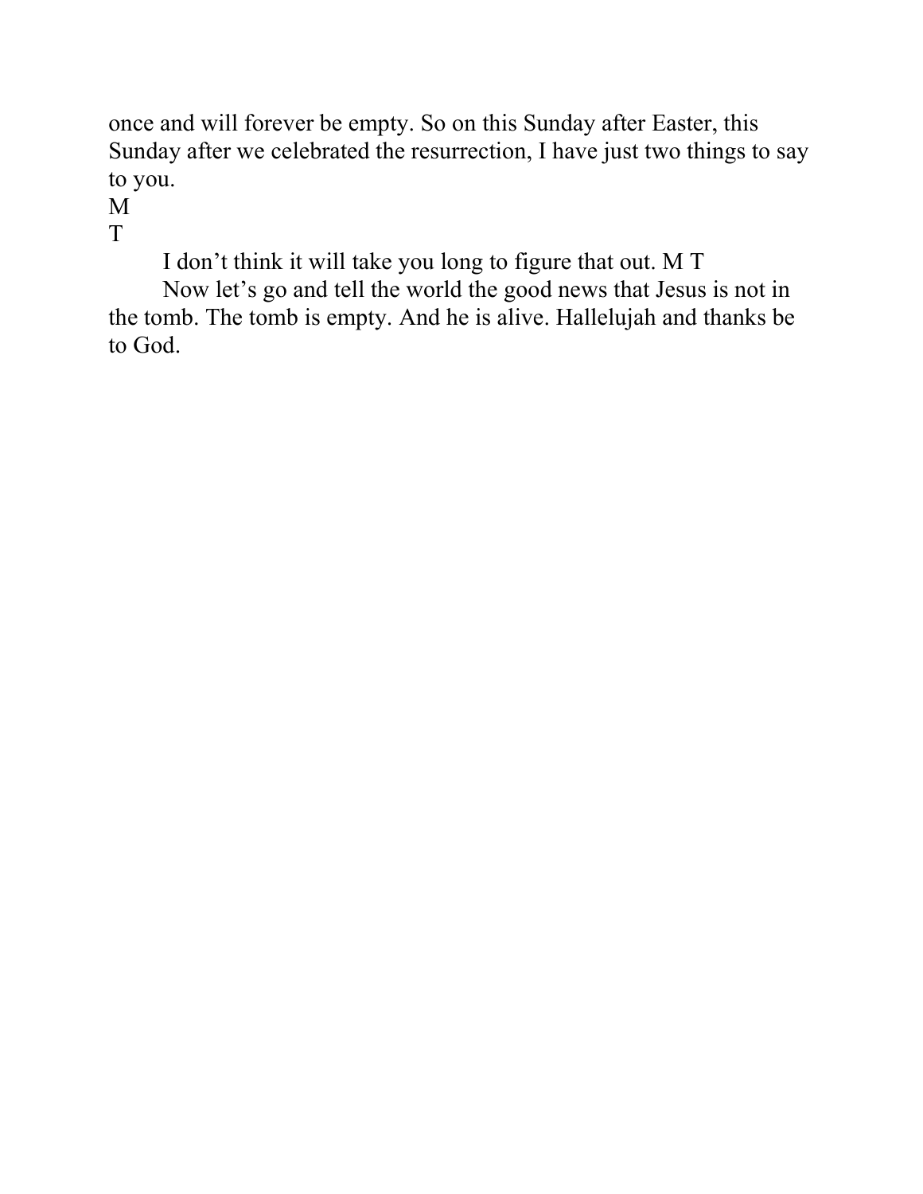once and will forever be empty. So on this Sunday after Easter, this Sunday after we celebrated the resurrection, I have just two things to say to you.

M

T

I don't think it will take you long to figure that out. M T

Now let's go and tell the world the good news that Jesus is not in the tomb. The tomb is empty. And he is alive. Hallelujah and thanks be to God.